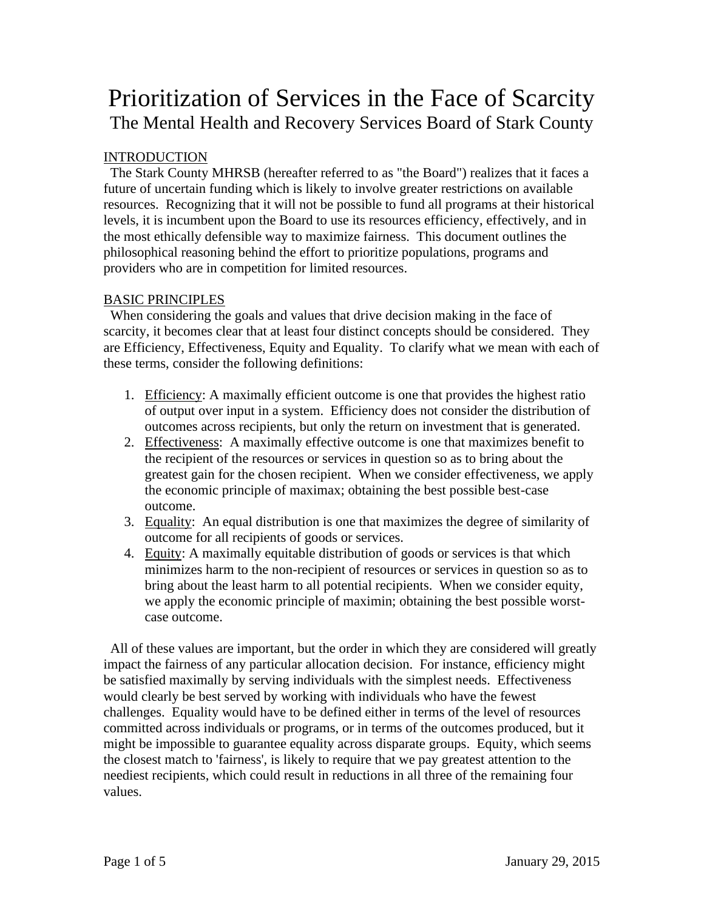# Prioritization of Services in the Face of Scarcity

## The Mental Health and Recovery Services Board of Stark County

<u>INTRODUCTION</u>

The Stark County MHRSB (hereafter referred to as "the Board") realizes that it faces a future of uncertain funding which is likely to involve greater restrictions on available resources. Recognizing that it will not be possible to fund all programs at their historical levels, it is incumbent upon the Board to use its resources efficiency, effectively, and in the most ethically defensible way to maximize fairness. This document outlines the philosophical reasoning behind the effort to prioritize populations, programs and providers who are in competition for limited resources.

<u>BASIC PRINCIPLES</u>

When considering the goals and values that drive decision making in the face of scarcity, it becomes clear that at least four distinct concepts should be considered. They are Efficiency, Effectiveness, Equity and Equality. To clarify what we mean with each of these terms, consider the following definitions:

1. <u>Efficiency</u>: A maximally efficient outcome is one that provides the highest ratio of output over input in a system. Efficiency does not consider the distribution of outcomes across recipients, but only the return on investment that is generated.
2. <u>Effectiveness</u>: A maximally effective outcome is one that maximizes benefit to the recipient of the resources or services in question so as to bring about the greatest gain for the chosen recipient. When we consider effectiveness, we apply the economic principle of maximax; obtaining the best possible best-case outcome.
3. <u>Equality</u>: An equal distribution is one that maximizes the degree of similarity of outcome for all recipients of goods or services.
4. <u>Equity</u>: A maximally equitable distribution of goods or services is that which minimizes harm to the non-recipient of resources or services in question so as to bring about the least harm to all potential recipients. When we consider equity, we apply the economic principle of maximin; obtaining the best possible worst-case outcome.

All of these values are important, but the order in which they are considered will greatly impact the fairness of any particular allocation decision. For instance, efficiency might be satisfied maximally by serving individuals with the simplest needs. Effectiveness would clearly be best served by working with individuals who have the fewest challenges. Equality would have to be defined either in terms of the level of resources committed across individuals or programs, or in terms of the outcomes produced, but it might be impossible to guarantee equality across disparate groups. Equity, which seems the closest match to 'fairness', is likely to require that we pay greatest attention to the neediest recipients, which could result in reductions in all three of the remaining four values.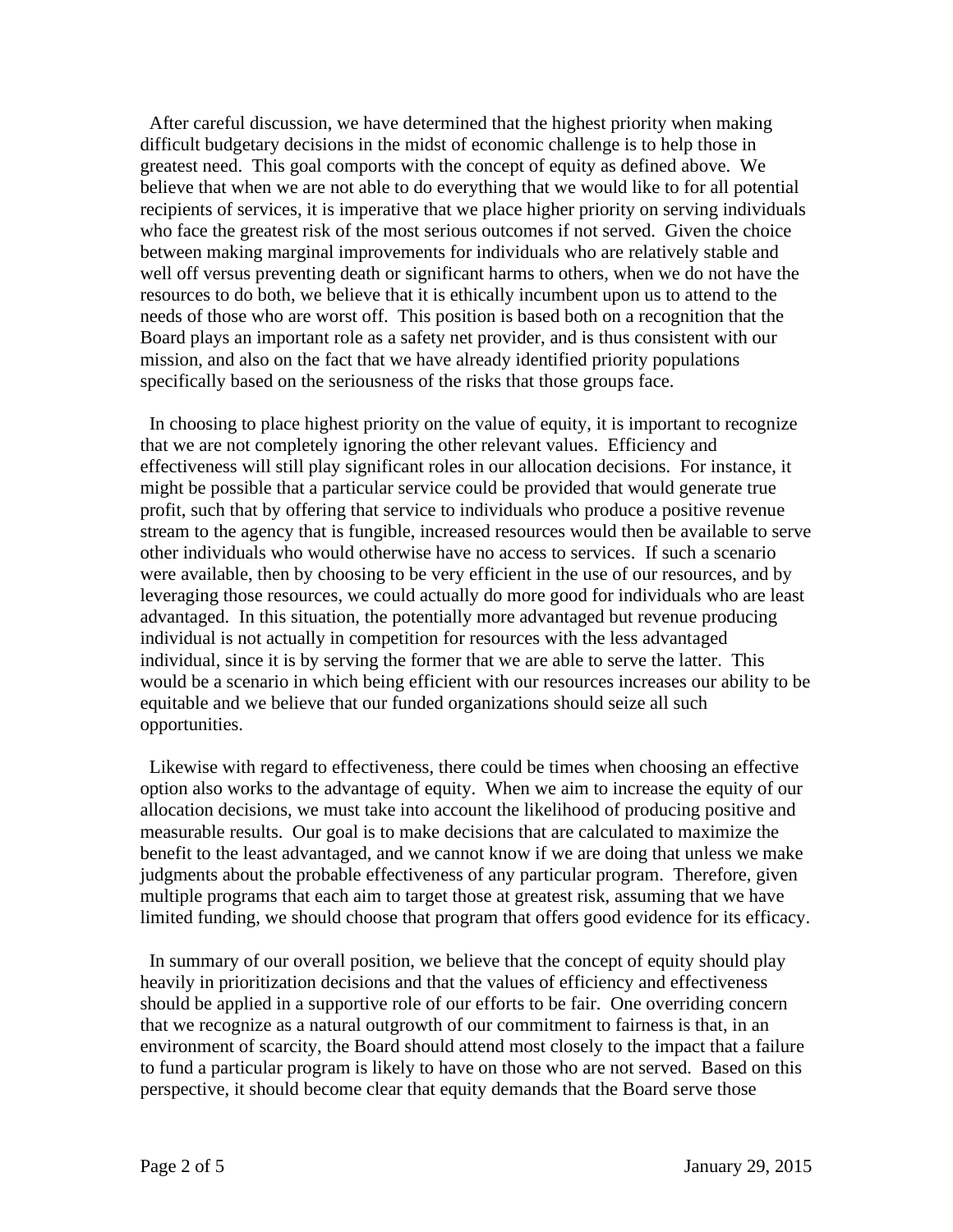After careful discussion, we have determined that the highest priority when making difficult budgetary decisions in the midst of economic challenge is to help those in greatest need. This goal comports with the concept of equity as defined above. We believe that when we are not able to do everything that we would like to for all potential recipients of services, it is imperative that we place higher priority on serving individuals who face the greatest risk of the most serious outcomes if not served. Given the choice between making marginal improvements for individuals who are relatively stable and well off versus preventing death or significant harms to others, when we do not have the resources to do both, we believe that it is ethically incumbent upon us to attend to the needs of those who are worst off. This position is based both on a recognition that the Board plays an important role as a safety net provider, and is thus consistent with our mission, and also on the fact that we have already identified priority populations specifically based on the seriousness of the risks that those groups face.

In choosing to place highest priority on the value of equity, it is important to recognize that we are not completely ignoring the other relevant values. Efficiency and effectiveness will still play significant roles in our allocation decisions. For instance, it might be possible that a particular service could be provided that would generate true profit, such that by offering that service to individuals who produce a positive revenue stream to the agency that is fungible, increased resources would then be available to serve other individuals who would otherwise have no access to services. If such a scenario were available, then by choosing to be very efficient in the use of our resources, and by leveraging those resources, we could actually do more good for individuals who are least advantaged. In this situation, the potentially more advantaged but revenue producing individual is not actually in competition for resources with the less advantaged individual, since it is by serving the former that we are able to serve the latter. This would be a scenario in which being efficient with our resources increases our ability to be equitable and we believe that our funded organizations should seize all such opportunities.

Likewise with regard to effectiveness, there could be times when choosing an effective option also works to the advantage of equity. When we aim to increase the equity of our allocation decisions, we must take into account the likelihood of producing positive and measurable results. Our goal is to make decisions that are calculated to maximize the benefit to the least advantaged, and we cannot know if we are doing that unless we make judgments about the probable effectiveness of any particular program. Therefore, given multiple programs that each aim to target those at greatest risk, assuming that we have limited funding, we should choose that program that offers good evidence for its efficacy.

In summary of our overall position, we believe that the concept of equity should play heavily in prioritization decisions and that the values of efficiency and effectiveness should be applied in a supportive role of our efforts to be fair. One overriding concern that we recognize as a natural outgrowth of our commitment to fairness is that, in an environment of scarcity, the Board should attend most closely to the impact that a failure to fund a particular program is likely to have on those who are not served. Based on this perspective, it should become clear that equity demands that the Board serve those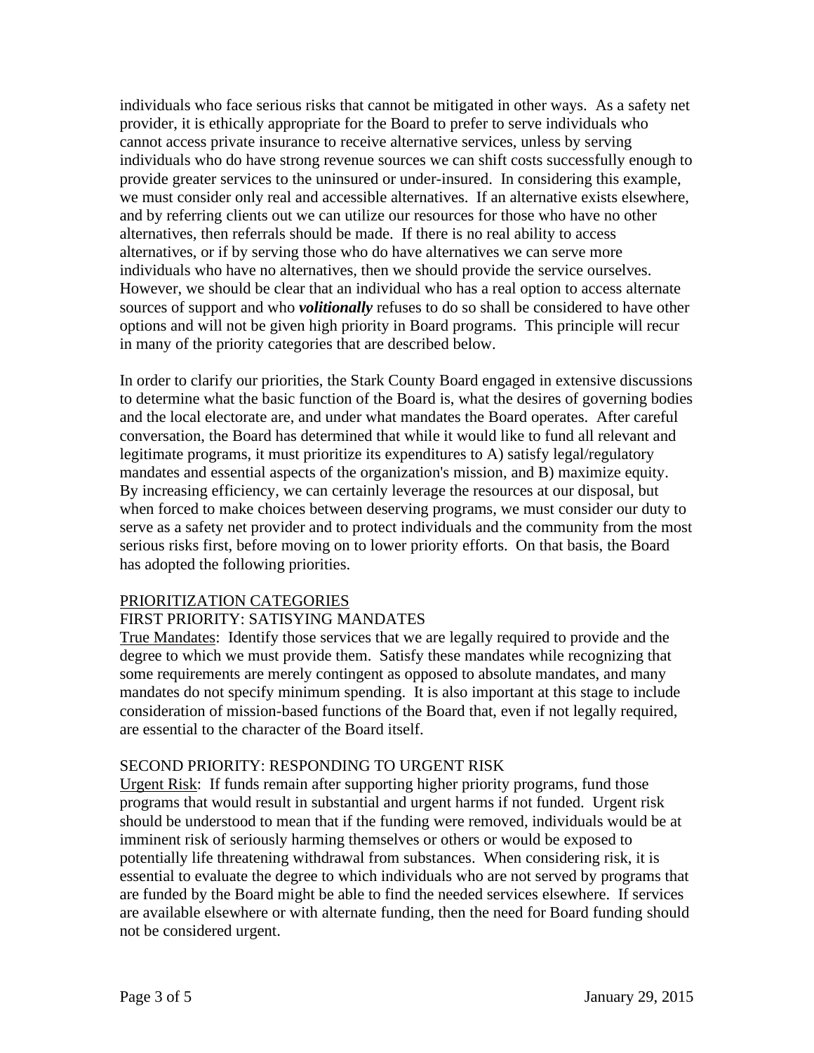individuals who face serious risks that cannot be mitigated in other ways. As a safety net provider, it is ethically appropriate for the Board to prefer to serve individuals who cannot access private insurance to receive alternative services, unless by serving individuals who do have strong revenue sources we can shift costs successfully enough to provide greater services to the uninsured or under-insured. In considering this example, we must consider only real and accessible alternatives. If an alternative exists elsewhere, and by referring clients out we can utilize our resources for those who have no other alternatives, then referrals should be made. If there is no real ability to access alternatives, or if by serving those who do have alternatives we can serve more individuals who have no alternatives, then we should provide the service ourselves. However, we should be clear that an individual who has a real option to access alternate sources of support and who ***volitionally*** refuses to do so shall be considered to have other options and will not be given high priority in Board programs. This principle will recur in many of the priority categories that are described below.

In order to clarify our priorities, the Stark County Board engaged in extensive discussions to determine what the basic function of the Board is, what the desires of governing bodies and the local electorate are, and under what mandates the Board operates. After careful conversation, the Board has determined that while it would like to fund all relevant and legitimate programs, it must prioritize its expenditures to A) satisfy legal/regulatory mandates and essential aspects of the organization's mission, and B) maximize equity. By increasing efficiency, we can certainly leverage the resources at our disposal, but when forced to make choices between deserving programs, we must consider our duty to serve as a safety net provider and to protect individuals and the community from the most serious risks first, before moving on to lower priority efforts. On that basis, the Board has adopted the following priorities.

## PRIORITIZATION CATEGORIES

### FIRST PRIORITY: SATISYING MANDATES

True Mandates: Identify those services that we are legally required to provide and the degree to which we must provide them. Satisfy these mandates while recognizing that some requirements are merely contingent as opposed to absolute mandates, and many mandates do not specify minimum spending. It is also important at this stage to include consideration of mission-based functions of the Board that, even if not legally required, are essential to the character of the Board itself.

### SECOND PRIORITY: RESPONDING TO URGENT RISK

Urgent Risk: If funds remain after supporting higher priority programs, fund those programs that would result in substantial and urgent harms if not funded. Urgent risk should be understood to mean that if the funding were removed, individuals would be at imminent risk of seriously harming themselves or others or would be exposed to potentially life threatening withdrawal from substances. When considering risk, it is essential to evaluate the degree to which individuals who are not served by programs that are funded by the Board might be able to find the needed services elsewhere. If services are available elsewhere or with alternate funding, then the need for Board funding should not be considered urgent.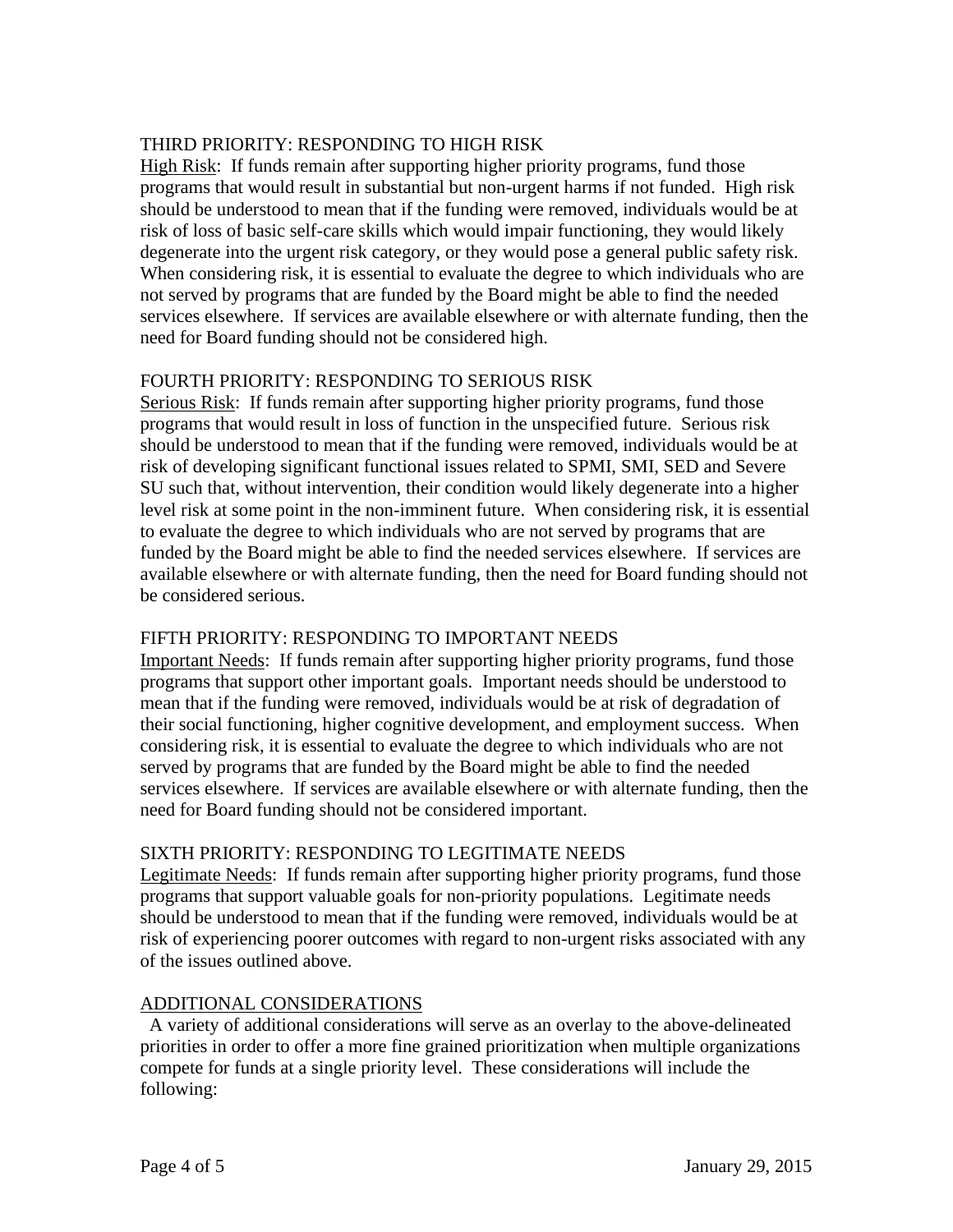## THIRD PRIORITY: RESPONDING TO HIGH RISK

High Risk: If funds remain after supporting higher priority programs, fund those programs that would result in substantial but non-urgent harms if not funded. High risk should be understood to mean that if the funding were removed, individuals would be at risk of loss of basic self-care skills which would impair functioning, they would likely degenerate into the urgent risk category, or they would pose a general public safety risk. When considering risk, it is essential to evaluate the degree to which individuals who are not served by programs that are funded by the Board might be able to find the needed services elsewhere. If services are available elsewhere or with alternate funding, then the need for Board funding should not be considered high.

## FOURTH PRIORITY: RESPONDING TO SERIOUS RISK

Serious Risk: If funds remain after supporting higher priority programs, fund those programs that would result in loss of function in the unspecified future. Serious risk should be understood to mean that if the funding were removed, individuals would be at risk of developing significant functional issues related to SPMI, SMI, SED and Severe SU such that, without intervention, their condition would likely degenerate into a higher level risk at some point in the non-imminent future. When considering risk, it is essential to evaluate the degree to which individuals who are not served by programs that are funded by the Board might be able to find the needed services elsewhere. If services are available elsewhere or with alternate funding, then the need for Board funding should not be considered serious.

## FIFTH PRIORITY: RESPONDING TO IMPORTANT NEEDS

Important Needs: If funds remain after supporting higher priority programs, fund those programs that support other important goals. Important needs should be understood to mean that if the funding were removed, individuals would be at risk of degradation of their social functioning, higher cognitive development, and employment success. When considering risk, it is essential to evaluate the degree to which individuals who are not served by programs that are funded by the Board might be able to find the needed services elsewhere. If services are available elsewhere or with alternate funding, then the need for Board funding should not be considered important.

## SIXTH PRIORITY: RESPONDING TO LEGITIMATE NEEDS

Legitimate Needs: If funds remain after supporting higher priority programs, fund those programs that support valuable goals for non-priority populations. Legitimate needs should be understood to mean that if the funding were removed, individuals would be at risk of experiencing poorer outcomes with regard to non-urgent risks associated with any of the issues outlined above.

## ADDITIONAL CONSIDERATIONS

A variety of additional considerations will serve as an overlay to the above-delineated priorities in order to offer a more fine grained prioritization when multiple organizations compete for funds at a single priority level. These considerations will include the following: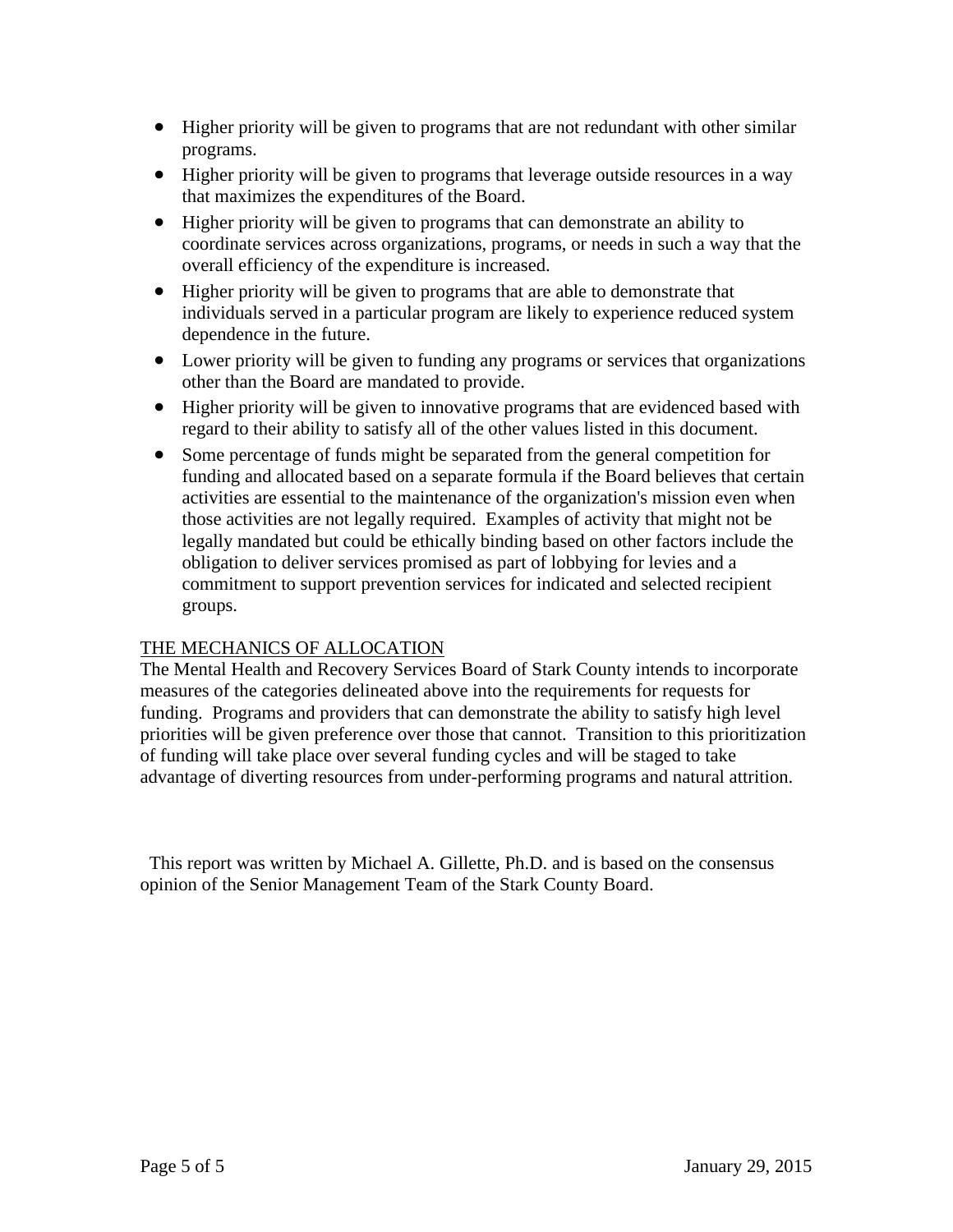- Higher priority will be given to programs that are not redundant with other similar programs.
- Higher priority will be given to programs that leverage outside resources in a way that maximizes the expenditures of the Board.
- Higher priority will be given to programs that can demonstrate an ability to coordinate services across organizations, programs, or needs in such a way that the overall efficiency of the expenditure is increased.
- Higher priority will be given to programs that are able to demonstrate that individuals served in a particular program are likely to experience reduced system dependence in the future.
- Lower priority will be given to funding any programs or services that organizations other than the Board are mandated to provide.
- Higher priority will be given to innovative programs that are evidenced based with regard to their ability to satisfy all of the other values listed in this document.
- Some percentage of funds might be separated from the general competition for funding and allocated based on a separate formula if the Board believes that certain activities are essential to the maintenance of the organization's mission even when those activities are not legally required. Examples of activity that might not be legally mandated but could be ethically binding based on other factors include the obligation to deliver services promised as part of lobbying for levies and a commitment to support prevention services for indicated and selected recipient groups.

## THE MECHANICS OF ALLOCATION

The Mental Health and Recovery Services Board of Stark County intends to incorporate measures of the categories delineated above into the requirements for requests for funding. Programs and providers that can demonstrate the ability to satisfy high level priorities will be given preference over those that cannot. Transition to this prioritization of funding will take place over several funding cycles and will be staged to take advantage of diverting resources from under-performing programs and natural attrition.

This report was written by Michael A. Gillette, Ph.D. and is based on the consensus opinion of the Senior Management Team of the Stark County Board.